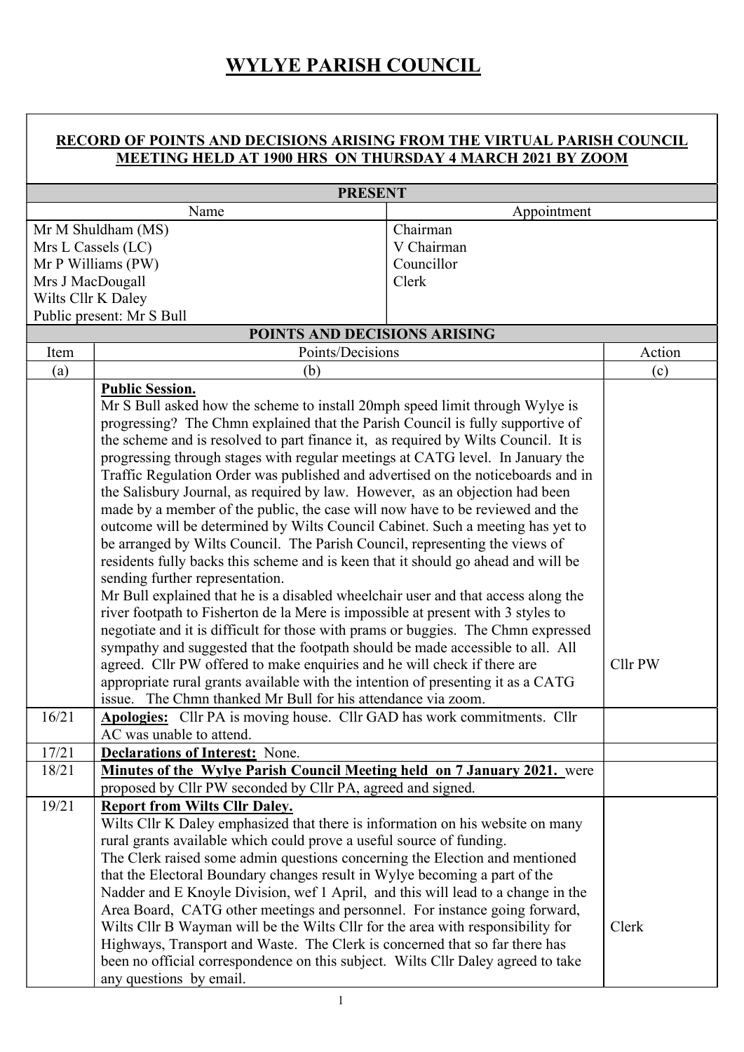# WYLYE PARISH COUNCIL

**RECORD OF POINTS AND DECISIONS ARISING FROM THE VIRTUAL PARISH COUNCIL MEETING HELD AT 1900 HRS ON THURSDAY 4 MARCH 2021 BY ZOOM**

**PRESENT**

| Name | Appointment |
|---|---|
| Mr M Shuldham (MS) | Chairman |
| Mrs L Cassels (LC) | V Chairman |
| Mr P Williams (PW) | Councillor |
| Mrs J MacDougall | Clerk |
| Wilts Cllr K Daley | |
| Public present: Mr S Bull | |

**POINTS AND DECISIONS ARISING**

| Item | Points/Decisions | Action |
|---|---|---|
| (a) | (b) | (c) |
| | **Public Session.** Mr S Bull asked how the scheme to install 20mph speed limit through Wylye is progressing? The Chmn explained that the Parish Council is fully supportive of the scheme and is resolved to part finance it, as required by Wilts Council. It is progressing through stages with regular meetings at CATG level. In January the Traffic Regulation Order was published and advertised on the noticeboards and in the Salisbury Journal, as required by law. However, as an objection had been made by a member of the public, the case will now have to be reviewed and the outcome will be determined by Wilts Council Cabinet. Such a meeting has yet to be arranged by Wilts Council. The Parish Council, representing the views of residents fully backs this scheme and is keen that it should go ahead and will be sending further representation. Mr Bull explained that he is a disabled wheelchair user and that access along the river footpath to Fisherton de la Mere is impossible at present with 3 styles to negotiate and it is difficult for those with prams or buggies. The Chmn expressed sympathy and suggested that the footpath should be made accessible to all. All agreed. Cllr PW offered to make enquiries and he will check if there are appropriate rural grants available with the intention of presenting it as a CATG issue. The Chmn thanked Mr Bull for his attendance via zoom. | Cllr PW |
| 16/21 | **Apologies:** Cllr PA is moving house. Cllr GAD has work commitments. Cllr AC was unable to attend. | |
| 17/21 | **Declarations of Interest:** None. | |
| 18/21 | **Minutes of the Wylye Parish Council Meeting held on 7 January 2021.** were proposed by Cllr PW seconded by Cllr PA, agreed and signed. | |
| 19/21 | **Report from Wilts Cllr Daley.** Wilts Cllr K Daley emphasized that there is information on his website on many rural grants available which could prove a useful source of funding. The Clerk raised some admin questions concerning the Election and mentioned that the Electoral Boundary changes result in Wylye becoming a part of the Nadder and E Knoyle Division, wef 1 April, and this will lead to a change in the Area Board, CATG other meetings and personnel. For instance going forward, Wilts Cllr B Wayman will be the Wilts Cllr for the area with responsibility for Highways, Transport and Waste. The Clerk is concerned that so far there has been no official correspondence on this subject. Wilts Cllr Daley agreed to take any questions by email. | Clerk |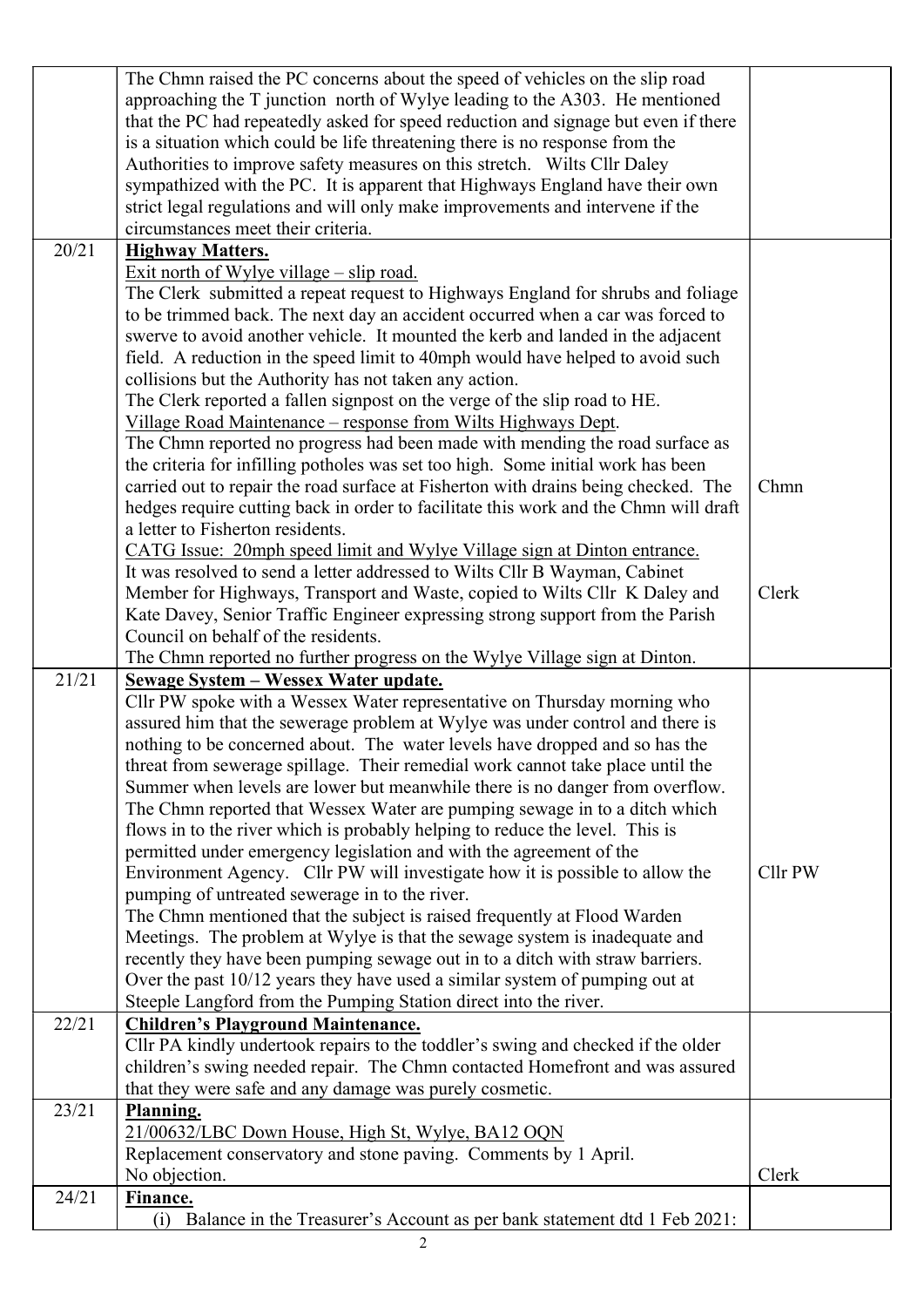| | | |
|---|---|---|
| | The Chmn raised the PC concerns about the speed of vehicles on the slip road approaching the T junction north of Wylye leading to the A303. He mentioned that the PC had repeatedly asked for speed reduction and signage but even if there is a situation which could be life threatening there is no response from the Authorities to improve safety measures on this stretch. Wilts Cllr Daley sympathized with the PC. It is apparent that Highways England have their own strict legal regulations and will only make improvements and intervene if the circumstances meet their criteria. | |
| 20/21 | **Highway Matters.**<br>Exit north of Wylye village – slip road.<br>The Clerk submitted a repeat request to Highways England for shrubs and foliage to be trimmed back. The next day an accident occurred when a car was forced to swerve to avoid another vehicle. It mounted the kerb and landed in the adjacent field. A reduction in the speed limit to 40mph would have helped to avoid such collisions but the Authority has not taken any action.<br>The Clerk reported a fallen signpost on the verge of the slip road to HE.<br>Village Road Maintenance – response from Wilts Highways Dept.<br>The Chmn reported no progress had been made with mending the road surface as the criteria for infilling potholes was set too high. Some initial work has been carried out to repair the road surface at Fisherton with drains being checked. The hedges require cutting back in order to facilitate this work and the Chmn will draft a letter to Fisherton residents.<br>CATG Issue: 20mph speed limit and Wylye Village sign at Dinton entrance.<br>It was resolved to send a letter addressed to Wilts Cllr B Wayman, Cabinet Member for Highways, Transport and Waste, copied to Wilts Cllr K Daley and Kate Davey, Senior Traffic Engineer expressing strong support from the Parish Council on behalf of the residents.<br>The Chmn reported no further progress on the Wylye Village sign at Dinton. | Chmn<br><br>Clerk |
| 21/21 | **Sewage System – Wessex Water update.**<br>Cllr PW spoke with a Wessex Water representative on Thursday morning who assured him that the sewerage problem at Wylye was under control and there is nothing to be concerned about. The water levels have dropped and so has the threat from sewerage spillage. Their remedial work cannot take place until the Summer when levels are lower but meanwhile there is no danger from overflow.<br>The Chmn reported that Wessex Water are pumping sewage in to a ditch which flows in to the river which is probably helping to reduce the level. This is permitted under emergency legislation and with the agreement of the Environment Agency. Cllr PW will investigate how it is possible to allow the pumping of untreated sewerage in to the river.<br>The Chmn mentioned that the subject is raised frequently at Flood Warden Meetings. The problem at Wylye is that the sewage system is inadequate and recently they have been pumping sewage out in to a ditch with straw barriers. Over the past 10/12 years they have used a similar system of pumping out at Steeple Langford from the Pumping Station direct into the river. | Cllr PW |
| 22/21 | **Children's Playground Maintenance.**<br>Cllr PA kindly undertook repairs to the toddler's swing and checked if the older children's swing needed repair. The Chmn contacted Homefront and was assured that they were safe and any damage was purely cosmetic. | |
| 23/21 | **Planning.**<br>21/00632/LBC Down House, High St, Wylye, BA12 OQN<br>Replacement conservatory and stone paving. Comments by 1 April.<br>No objection. | Clerk |
| 24/21 | **Finance.**<br>(i) Balance in the Treasurer's Account as per bank statement dtd 1 Feb 2021: | |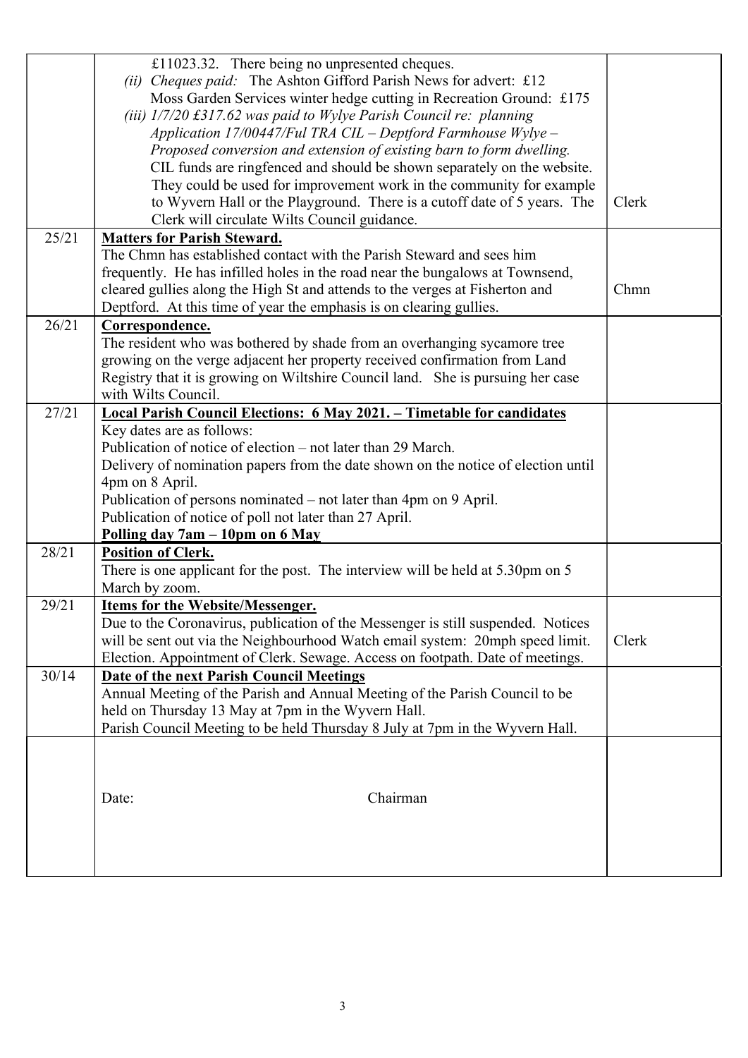| | | |
|---|---|---|
| | £11023.32. There being no unpresented cheques.<br>*(ii) Cheques paid:* The Ashton Gifford Parish News for advert: £12<br>Moss Garden Services winter hedge cutting in Recreation Ground: £175<br>*(iii) 1/7/20 £317.62 was paid to Wylye Parish Council re: planning Application 17/00447/Ful TRA CIL – Deptford Farmhouse Wylye – Proposed conversion and extension of existing barn to form dwelling.*<br>CIL funds are ringfenced and should be shown separately on the website. They could be used for improvement work in the community for example to Wyvern Hall or the Playground. There is a cutoff date of 5 years. The Clerk will circulate Wilts Council guidance. | Clerk |
| 25/21 | **Matters for Parish Steward.**<br>The Chmn has established contact with the Parish Steward and sees him frequently. He has infilled holes in the road near the bungalows at Townsend, cleared gullies along the High St and attends to the verges at Fisherton and Deptford. At this time of year the emphasis is on clearing gullies. | Chmn |
| 26/21 | **Correspondence.**<br>The resident who was bothered by shade from an overhanging sycamore tree growing on the verge adjacent her property received confirmation from Land Registry that it is growing on Wiltshire Council land. She is pursuing her case with Wilts Council. | |
| 27/21 | **Local Parish Council Elections: 6 May 2021. – Timetable for candidates**<br>Key dates are as follows:<br>Publication of notice of election – not later than 29 March.<br>Delivery of nomination papers from the date shown on the notice of election until 4pm on 8 April.<br>Publication of persons nominated – not later than 4pm on 9 April.<br>Publication of notice of poll not later than 27 April.<br>**Polling day 7am – 10pm on 6 May** | |
| 28/21 | **Position of Clerk.**<br>There is one applicant for the post. The interview will be held at 5.30pm on 5 March by zoom. | |
| 29/21 | **Items for the Website/Messenger.**<br>Due to the Coronavirus, publication of the Messenger is still suspended. Notices will be sent out via the Neighbourhood Watch email system: 20mph speed limit. Election. Appointment of Clerk. Sewage. Access on footpath. Date of meetings. | Clerk |
| 30/14 | **Date of the next Parish Council Meetings**<br>Annual Meeting of the Parish and Annual Meeting of the Parish Council to be held on Thursday 13 May at 7pm in the Wyvern Hall.<br>Parish Council Meeting to be held Thursday 8 July at 7pm in the Wyvern Hall. | |
| | Date: Chairman | |